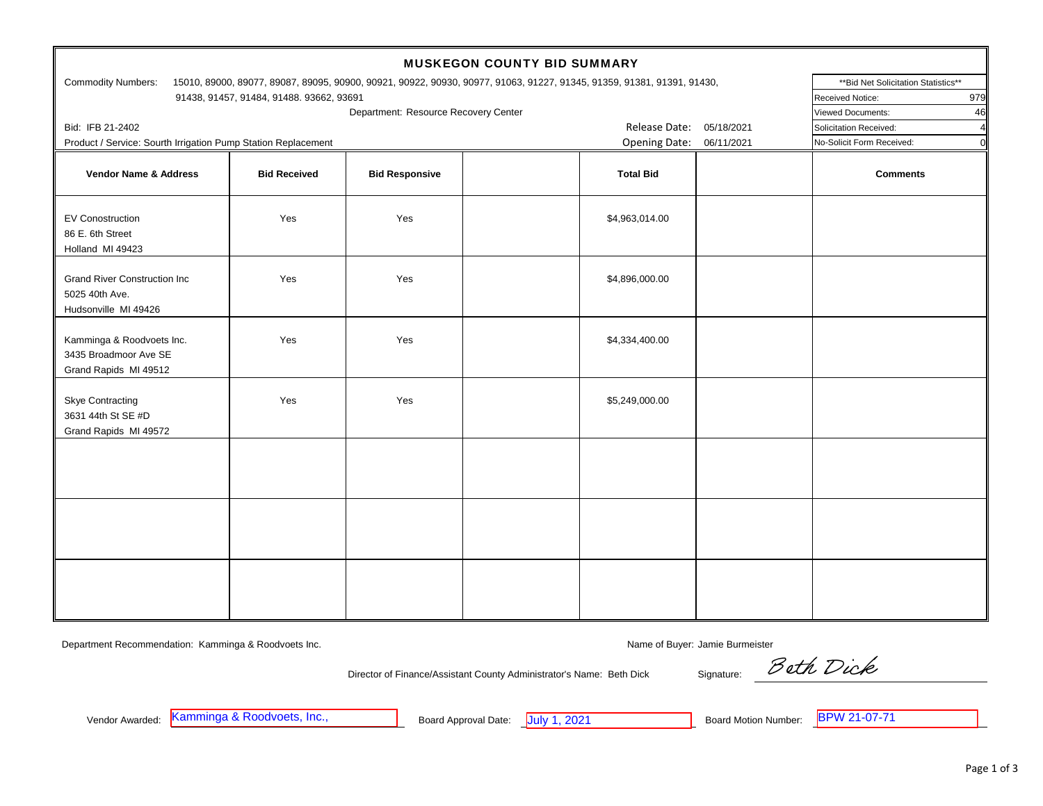# MUSKEGON COUNTY BID SUMMARY

Commodity Numbers: 15010, 89000, 89077, 89087, 89095, 90900, 90921, 90922, 90930, 90977, 91063, 91227, 91345, 91359, 91381, 91391, 91430, 91438, 91457, 91484, 91488. 93662, 93691

Department: Resource Recovery Center

Bid: IFB 21-2402

Product / Service: Sourth Irrigation Pump Station Replacement

Release Date: 05/18/2021

Opening Date: 06/11/2021

| **Bid Net Solicitation Statistics** | |
|---|---|
| Received Notice: | 979 |
| Viewed Documents: | 46 |
| Solicitation Received: | 4 |
| No-Solicit Form Received: | 0 |

| Vendor Name & Address | Bid Received | Bid Responsive | | Total Bid | | Comments |
|---|---|---|---|---|---|---|
| EV Conostruction<br>86 E. 6th Street<br>Holland MI 49423 | Yes | Yes | | $4,963,014.00 | | |
| Grand River Construction Inc<br>5025 40th Ave.<br>Hudsonville MI 49426 | Yes | Yes | | $4,896,000.00 | | |
| Kamminga & Roodvoets Inc.<br>3435 Broadmoor Ave SE<br>Grand Rapids MI 49512 | Yes | Yes | | $4,334,400.00 | | |
| Skye Contracting<br>3631 44th St SE #D<br>Grand Rapids MI 49572 | Yes | Yes | | $5,249,000.00 | | |
| | | | | | | |
| | | | | | | |
| | | | | | | |

Department Recommendation: Kamminga & Roodvoets Inc.

Name of Buyer: Jamie Burmeister

Director of Finance/Assistant County Administrator's Name: Beth Dick

Signature: Beth Dick

Vendor Awarded: Kamminga & Roodvoets, Inc.,

Board Approval Date: July 1, 2021

Board Motion Number: BPW 21-07-71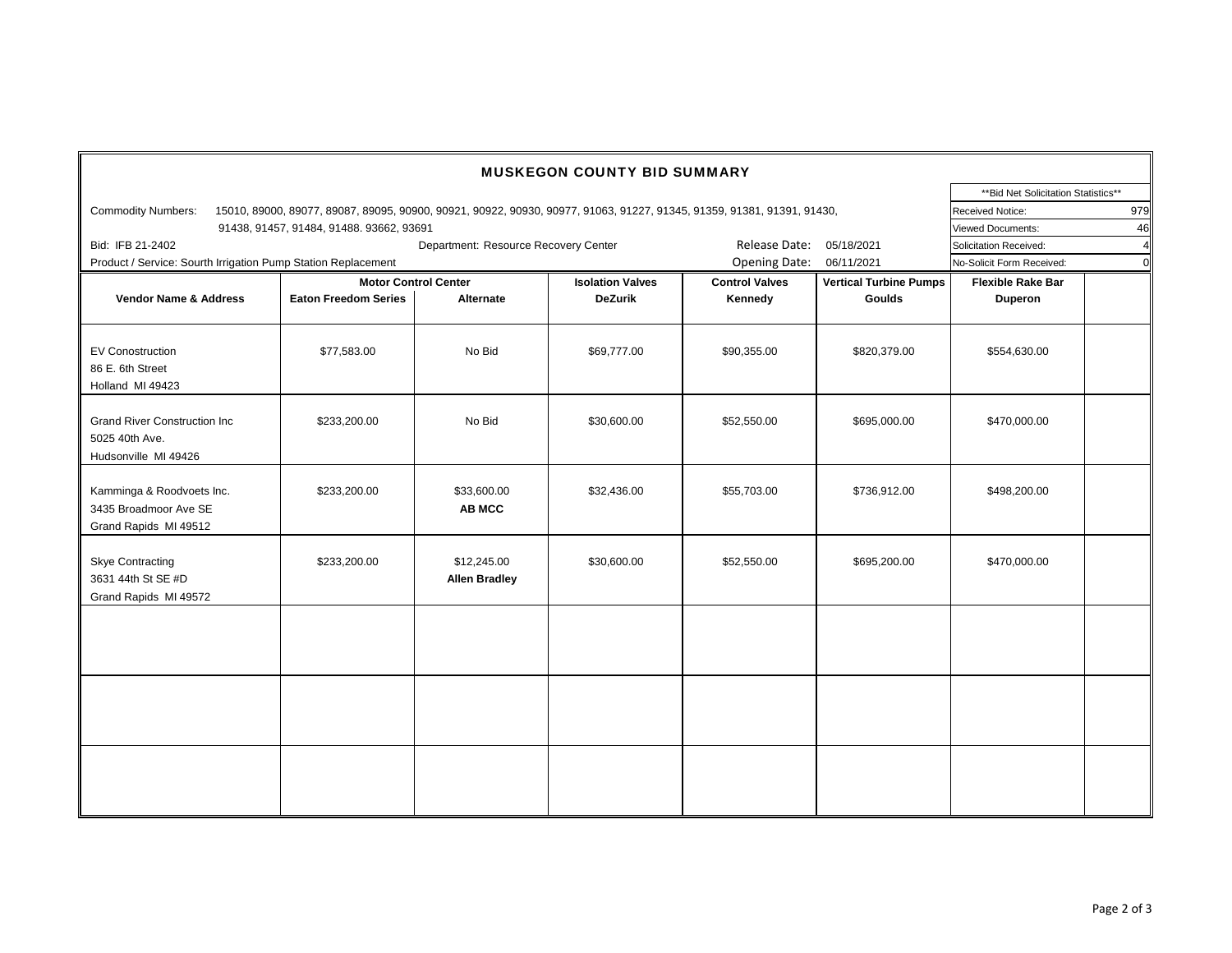# MUSKEGON COUNTY BID SUMMARY

| | |
|---|---|
| **Bid Net Solicitation Statistics** | |
| Received Notice: | 979 |
| Viewed Documents: | 46 |
| Solicitation Received: | 4 |
| No-Solicit Form Received: | 0 |

Commodity Numbers: 15010, 89000, 89077, 89087, 89095, 90900, 90921, 90922, 90930, 90977, 91063, 91227, 91345, 91359, 91381, 91391, 91430, 91438, 91457, 91484, 91488. 93662, 93691

Bid: IFB 21-2402 Department: Resource Recovery Center Release Date: 05/18/2021

Product / Service: Sourth Irrigation Pump Station Replacement Opening Date: 06/11/2021

| Vendor Name & Address | Motor Control Center | | Isolation Valves | Control Valves | Vertical Turbine Pumps | Flexible Rake Bar | |
|---|---|---|---|---|---|---|---|
| | **Eaton Freedom Series** | **Alternate** | **DeZurik** | **Kennedy** | **Goulds** | **Duperon** | |
| EV Conostruction<br>86 E. 6th Street<br>Holland MI 49423 | $77,583.00 | No Bid | $69,777.00 | $90,355.00 | $820,379.00 | $554,630.00 | |
| Grand River Construction Inc<br>5025 40th Ave.<br>Hudsonville MI 49426 | $233,200.00 | No Bid | $30,600.00 | $52,550.00 | $695,000.00 | $470,000.00 | |
| Kamminga & Roodvoets Inc.<br>3435 Broadmoor Ave SE<br>Grand Rapids MI 49512 | $233,200.00 | $33,600.00<br>**AB MCC** | $32,436.00 | $55,703.00 | $736,912.00 | $498,200.00 | |
| Skye Contracting<br>3631 44th St SE #D<br>Grand Rapids MI 49572 | $233,200.00 | $12,245.00<br>**Allen Bradley** | $30,600.00 | $52,550.00 | $695,200.00 | $470,000.00 | |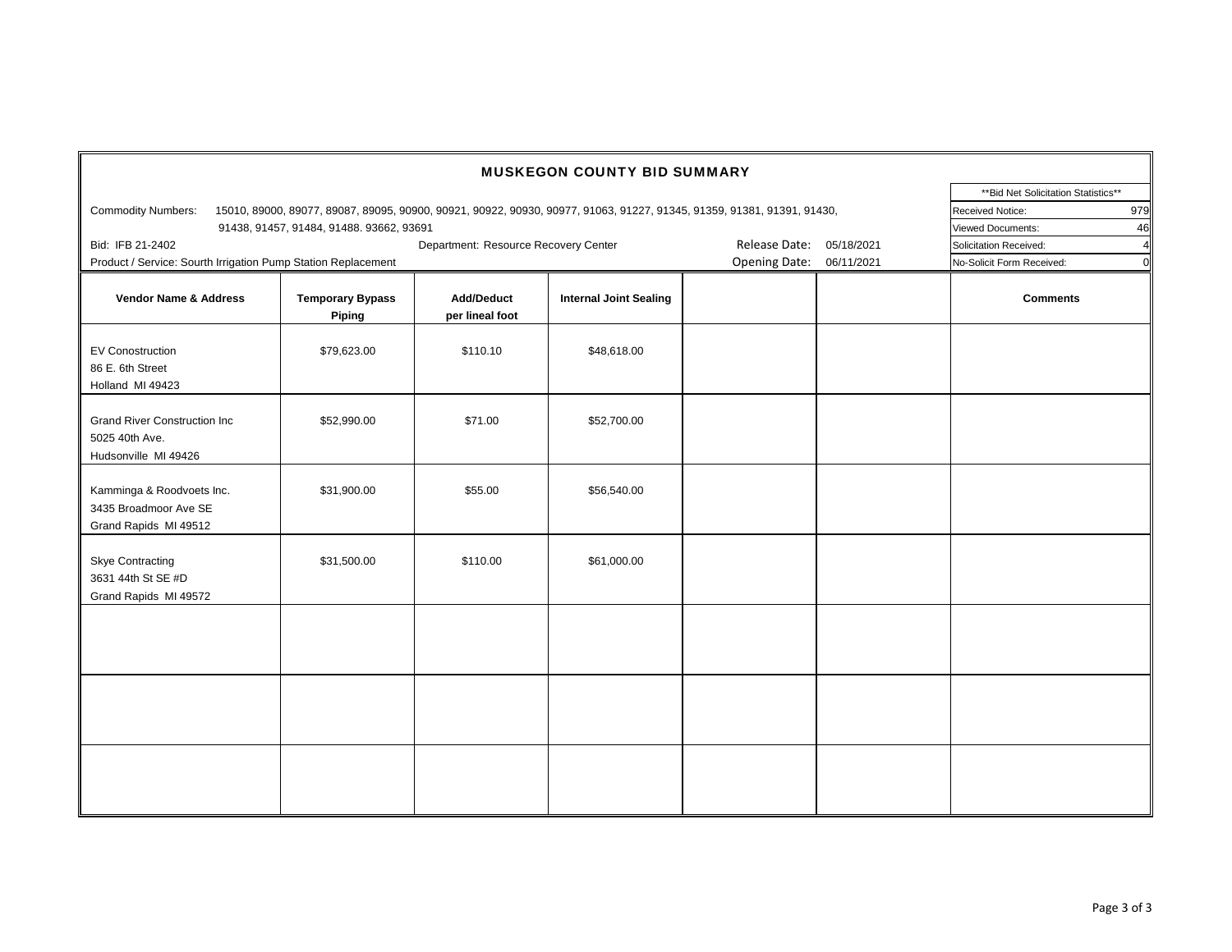# MUSKEGON COUNTY BID SUMMARY

Commodity Numbers: 15010, 89000, 89077, 89087, 89095, 90900, 90921, 90922, 90930, 90977, 91063, 91227, 91345, 91359, 91381, 91391, 91430, 91438, 91457, 91484, 91488. 93662, 93691

Bid: IFB 21-2402

Department: Resource Recovery Center

Release Date: 05/18/2021

Opening Date: 06/11/2021

Product / Service: Sourth Irrigation Pump Station Replacement

| **Bid Net Solicitation Statistics** | |
|---|---|
| Received Notice: | 979 |
| Viewed Documents: | 46 |
| Solicitation Received: | 4 |
| No-Solicit Form Received: | 0 |

| Vendor Name & Address | Temporary Bypass Piping | Add/Deduct per lineal foot | Internal Joint Sealing | | | Comments |
|---|---|---|---|---|---|---|
| EV Conostruction<br>86 E. 6th Street<br>Holland MI 49423 | $79,623.00 | $110.10 | $48,618.00 | | | |
| Grand River Construction Inc<br>5025 40th Ave.<br>Hudsonville MI 49426 | $52,990.00 | $71.00 | $52,700.00 | | | |
| Kamminga & Roodvoets Inc.<br>3435 Broadmoor Ave SE<br>Grand Rapids MI 49512 | $31,900.00 | $55.00 | $56,540.00 | | | |
| Skye Contracting<br>3631 44th St SE #D<br>Grand Rapids MI 49572 | $31,500.00 | $110.00 | $61,000.00 | | | |
| | | | | | | |
| | | | | | | |
| | | | | | | |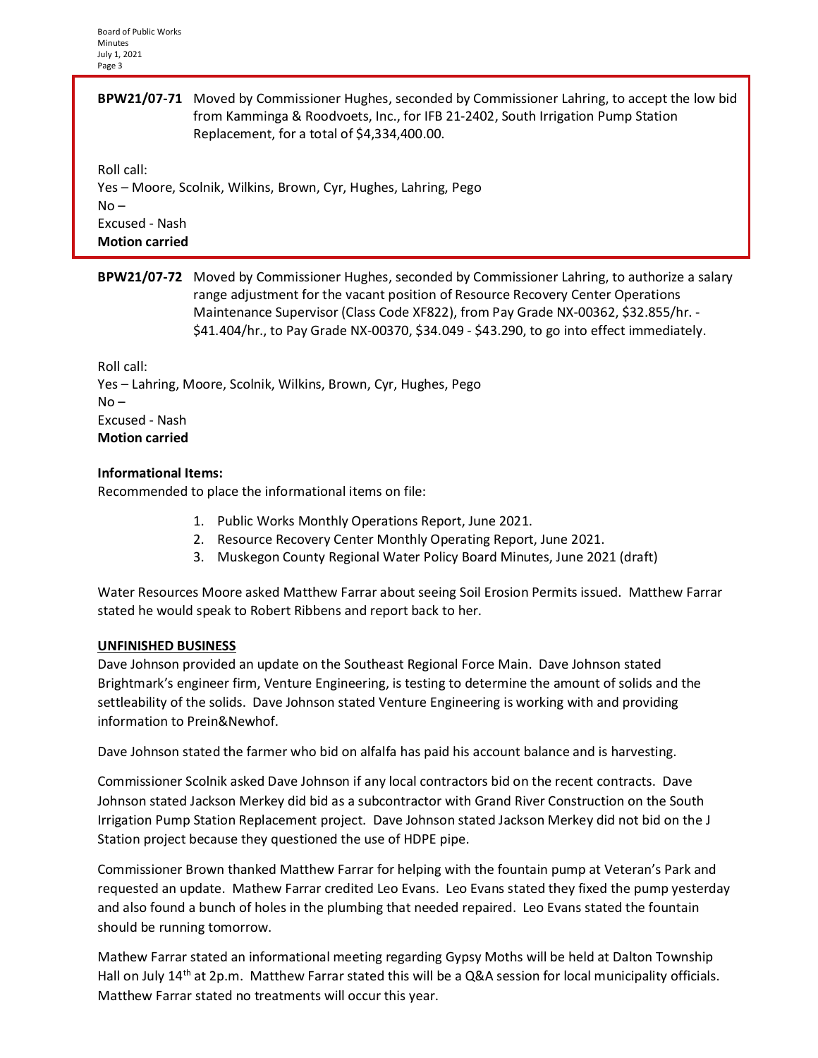**BPW21/07-71** Moved by Commissioner Hughes, seconded by Commissioner Lahring, to accept the low bid from Kamminga & Roodvoets, Inc., for IFB 21-2402, South Irrigation Pump Station Replacement, for a total of $4,334,400.00.

Roll call:
Yes – Moore, Scolnik, Wilkins, Brown, Cyr, Hughes, Lahring, Pego
No –
Excused - Nash
**Motion carried**

**BPW21/07-72** Moved by Commissioner Hughes, seconded by Commissioner Lahring, to authorize a salary range adjustment for the vacant position of Resource Recovery Center Operations Maintenance Supervisor (Class Code XF822), from Pay Grade NX-00362, $32.855/hr. - $41.404/hr., to Pay Grade NX-00370, $34.049 - $43.290, to go into effect immediately.

Roll call:
Yes – Lahring, Moore, Scolnik, Wilkins, Brown, Cyr, Hughes, Pego
No –
Excused - Nash
**Motion carried**

**Informational Items:**
Recommended to place the informational items on file:

1. Public Works Monthly Operations Report, June 2021.
2. Resource Recovery Center Monthly Operating Report, June 2021.
3. Muskegon County Regional Water Policy Board Minutes, June 2021 (draft)

Water Resources Moore asked Matthew Farrar about seeing Soil Erosion Permits issued. Matthew Farrar stated he would speak to Robert Ribbens and report back to her.

**UNFINISHED BUSINESS**

Dave Johnson provided an update on the Southeast Regional Force Main. Dave Johnson stated Brightmark's engineer firm, Venture Engineering, is testing to determine the amount of solids and the settleability of the solids. Dave Johnson stated Venture Engineering is working with and providing information to Prein&Newhof.

Dave Johnson stated the farmer who bid on alfalfa has paid his account balance and is harvesting.

Commissioner Scolnik asked Dave Johnson if any local contractors bid on the recent contracts. Dave Johnson stated Jackson Merkey did bid as a subcontractor with Grand River Construction on the South Irrigation Pump Station Replacement project. Dave Johnson stated Jackson Merkey did not bid on the J Station project because they questioned the use of HDPE pipe.

Commissioner Brown thanked Matthew Farrar for helping with the fountain pump at Veteran's Park and requested an update. Mathew Farrar credited Leo Evans. Leo Evans stated they fixed the pump yesterday and also found a bunch of holes in the plumbing that needed repaired. Leo Evans stated the fountain should be running tomorrow.

Mathew Farrar stated an informational meeting regarding Gypsy Moths will be held at Dalton Township Hall on July 14th at 2p.m. Matthew Farrar stated this will be a Q&A session for local municipality officials. Matthew Farrar stated no treatments will occur this year.